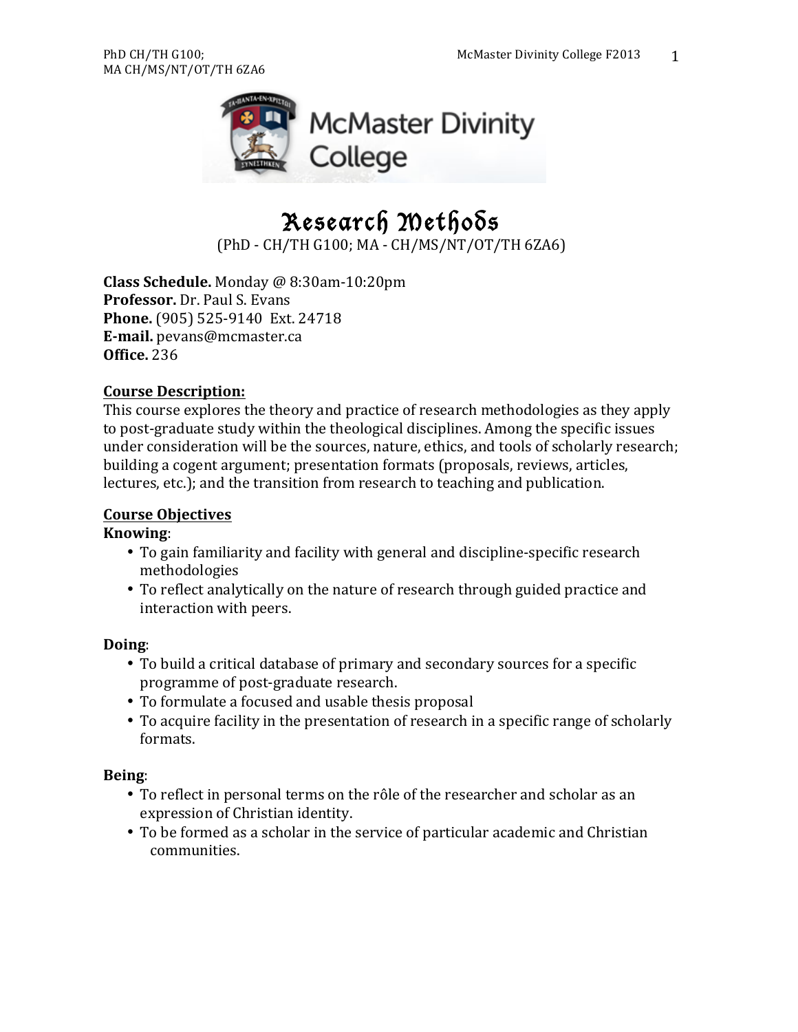# Research Methods

(PhD - CH/TH G100; MA - CH/MS/NT/OT/TH 6ZA6)

**Class Schedule.** Monday @ 8:30am-10:20pm
**Professor.** Dr. Paul S. Evans
**Phone.** (905) 525-9140 Ext. 24718
**E-mail.** pevans@mcmaster.ca
**Office.** 236

## Course Description:

This course explores the theory and practice of research methodologies as they apply to post-graduate study within the theological disciplines. Among the specific issues under consideration will be the sources, nature, ethics, and tools of scholarly research; building a cogent argument; presentation formats (proposals, reviews, articles, lectures, etc.); and the transition from research to teaching and publication.

## Course Objectives

**Knowing**:

- To gain familiarity and facility with general and discipline-specific research methodologies
- To reflect analytically on the nature of research through guided practice and interaction with peers.

**Doing**:

- To build a critical database of primary and secondary sources for a specific programme of post-graduate research.
- To formulate a focused and usable thesis proposal
- To acquire facility in the presentation of research in a specific range of scholarly formats.

**Being**:

- To reflect in personal terms on the rôle of the researcher and scholar as an expression of Christian identity.
- To be formed as a scholar in the service of particular academic and Christian communities.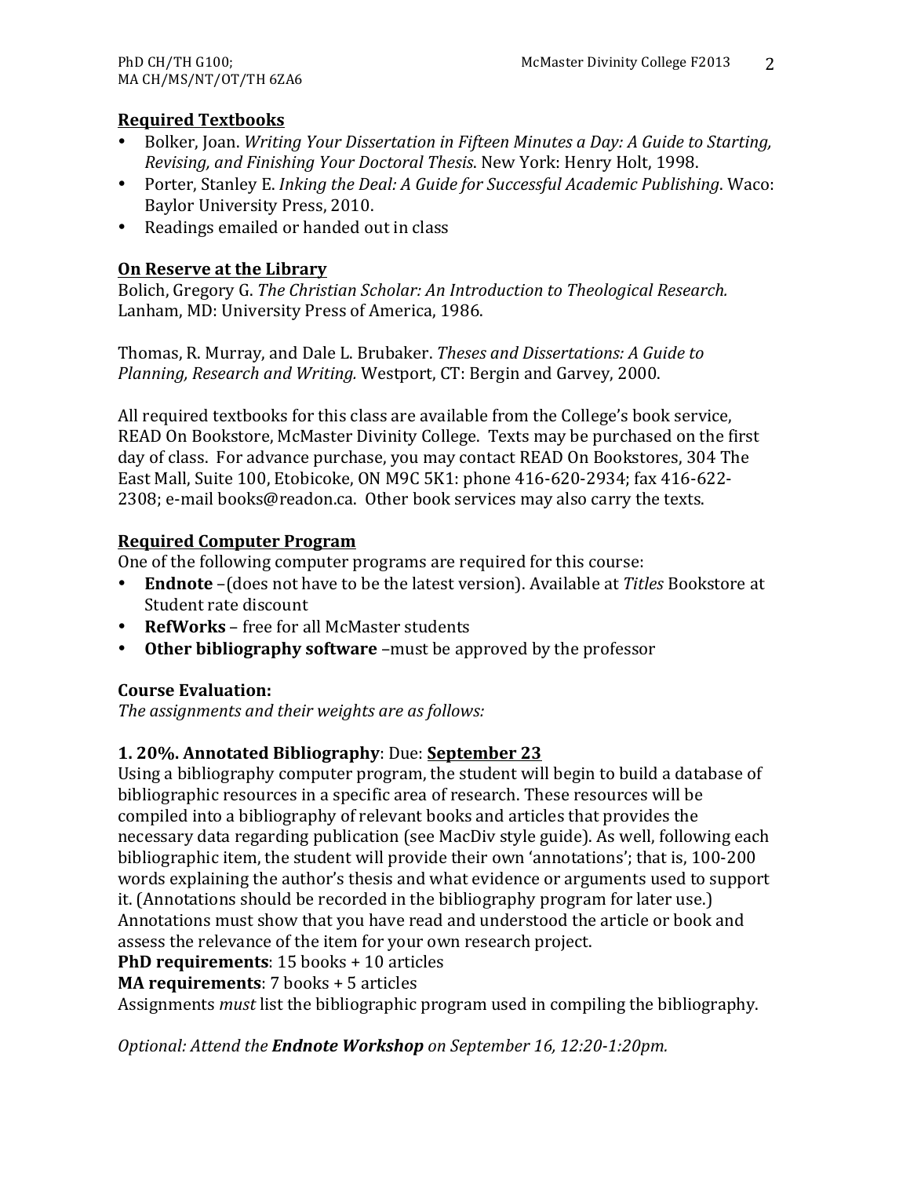## Required Textbooks

- Bolker, Joan. *Writing Your Dissertation in Fifteen Minutes a Day: A Guide to Starting, Revising, and Finishing Your Doctoral Thesis*. New York: Henry Holt, 1998.
- Porter, Stanley E. *Inking the Deal: A Guide for Successful Academic Publishing*. Waco: Baylor University Press, 2010.
- Readings emailed or handed out in class

## On Reserve at the Library

Bolich, Gregory G. *The Christian Scholar: An Introduction to Theological Research.* Lanham, MD: University Press of America, 1986.

Thomas, R. Murray, and Dale L. Brubaker. *Theses and Dissertations: A Guide to Planning, Research and Writing.* Westport, CT: Bergin and Garvey, 2000.

All required textbooks for this class are available from the College's book service, READ On Bookstore, McMaster Divinity College. Texts may be purchased on the first day of class. For advance purchase, you may contact READ On Bookstores, 304 The East Mall, Suite 100, Etobicoke, ON M9C 5K1: phone 416-620-2934; fax 416-622-2308; e-mail books@readon.ca. Other book services may also carry the texts.

## Required Computer Program

One of the following computer programs are required for this course:

- **Endnote** –(does not have to be the latest version). Available at *Titles* Bookstore at Student rate discount
- **RefWorks** – free for all McMaster students
- **Other bibliography software** –must be approved by the professor

### Course Evaluation:

*The assignments and their weights are as follows:*

### 1. 20%. Annotated Bibliography: Due: September 23

Using a bibliography computer program, the student will begin to build a database of bibliographic resources in a specific area of research. These resources will be compiled into a bibliography of relevant books and articles that provides the necessary data regarding publication (see MacDiv style guide). As well, following each bibliographic item, the student will provide their own 'annotations'; that is, 100-200 words explaining the author's thesis and what evidence or arguments used to support it. (Annotations should be recorded in the bibliography program for later use.) Annotations must show that you have read and understood the article or book and assess the relevance of the item for your own research project.

**PhD requirements**: 15 books + 10 articles

**MA requirements**: 7 books + 5 articles

Assignments *must* list the bibliographic program used in compiling the bibliography.

*Optional: Attend the **Endnote Workshop** on September 16, 12:20-1:20pm.*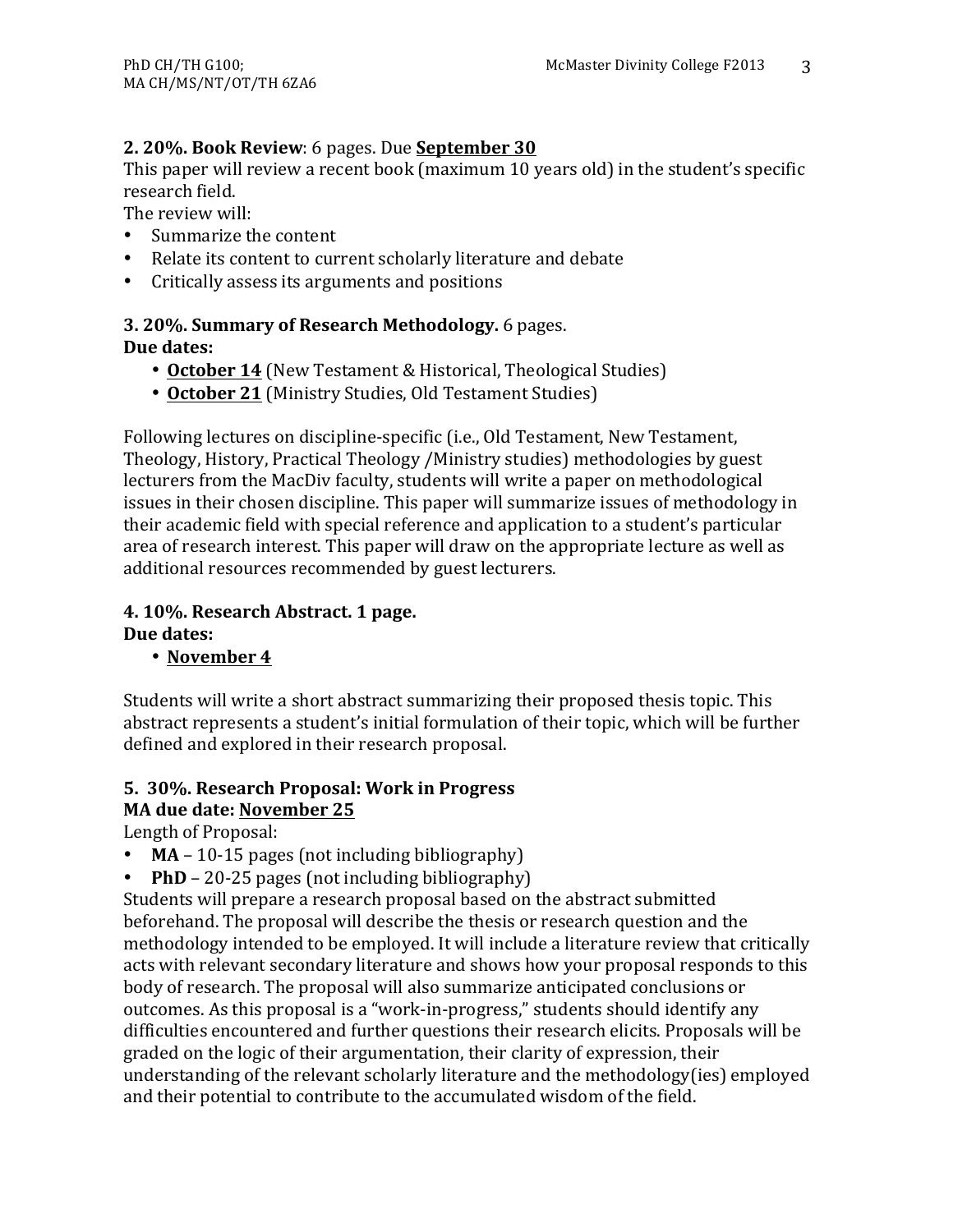**2. 20%. Book Review**: 6 pages. Due **September 30**

This paper will review a recent book (maximum 10 years old) in the student's specific research field.

The review will:

- Summarize the content
- Relate its content to current scholarly literature and debate
- Critically assess its arguments and positions

**3. 20%. Summary of Research Methodology.** 6 pages.

**Due dates:**

- **October 14** (New Testament & Historical, Theological Studies)
- **October 21** (Ministry Studies, Old Testament Studies)

Following lectures on discipline-specific (i.e., Old Testament, New Testament, Theology, History, Practical Theology /Ministry studies) methodologies by guest lecturers from the MacDiv faculty, students will write a paper on methodological issues in their chosen discipline. This paper will summarize issues of methodology in their academic field with special reference and application to a student's particular area of research interest. This paper will draw on the appropriate lecture as well as additional resources recommended by guest lecturers.

**4. 10%. Research Abstract. 1 page.**

**Due dates:**

- **November 4**

Students will write a short abstract summarizing their proposed thesis topic. This abstract represents a student's initial formulation of their topic, which will be further defined and explored in their research proposal.

**5. 30%. Research Proposal: Work in Progress**

**MA due date: November 25**

Length of Proposal:

- **MA** – 10-15 pages (not including bibliography)
- **PhD** – 20-25 pages (not including bibliography)

Students will prepare a research proposal based on the abstract submitted beforehand. The proposal will describe the thesis or research question and the methodology intended to be employed. It will include a literature review that critically acts with relevant secondary literature and shows how your proposal responds to this body of research. The proposal will also summarize anticipated conclusions or outcomes. As this proposal is a "work-in-progress," students should identify any difficulties encountered and further questions their research elicits. Proposals will be graded on the logic of their argumentation, their clarity of expression, their understanding of the relevant scholarly literature and the methodology(ies) employed and their potential to contribute to the accumulated wisdom of the field.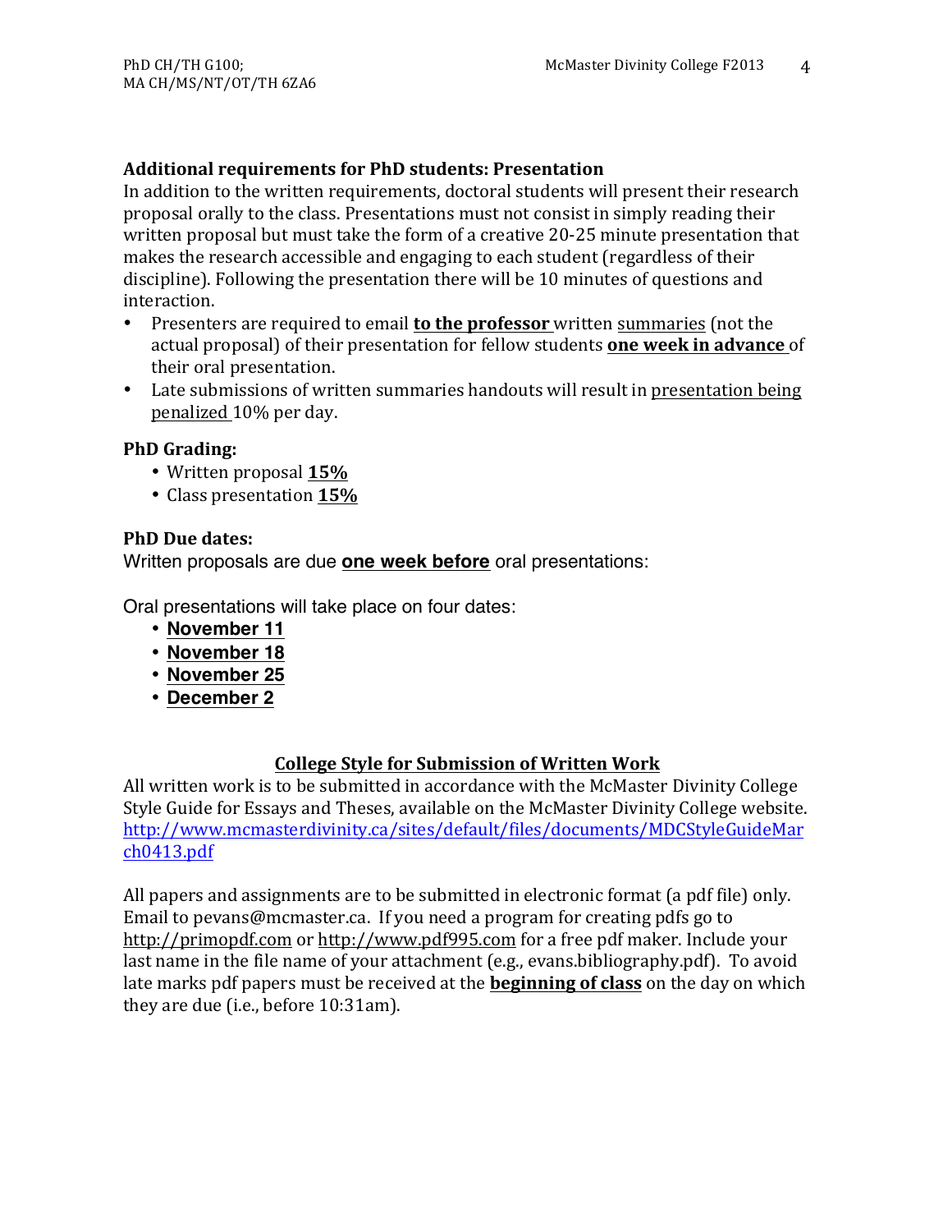**Additional requirements for PhD students: Presentation**

In addition to the written requirements, doctoral students will present their research proposal orally to the class. Presentations must not consist in simply reading their written proposal but must take the form of a creative 20-25 minute presentation that makes the research accessible and engaging to each student (regardless of their discipline). Following the presentation there will be 10 minutes of questions and interaction.

- Presenters are required to email **to the professor** written summaries (not the actual proposal) of their presentation for fellow students **one week in advance** of their oral presentation.
- Late submissions of written summaries handouts will result in presentation being penalized 10% per day.

**PhD Grading:**

- Written proposal **15%**
- Class presentation **15%**

**PhD Due dates:**

Written proposals are due **one week before** oral presentations:

Oral presentations will take place on four dates:

- **November 11**
- **November 18**
- **November 25**
- **December 2**

## College Style for Submission of Written Work

All written work is to be submitted in accordance with the McMaster Divinity College Style Guide for Essays and Theses, available on the McMaster Divinity College website. http://www.mcmasterdivinity.ca/sites/default/files/documents/MDCStyleGuideMarch0413.pdf

All papers and assignments are to be submitted in electronic format (a pdf file) only. Email to pevans@mcmaster.ca. If you need a program for creating pdfs go to http://primopdf.com or http://www.pdf995.com for a free pdf maker. Include your last name in the file name of your attachment (e.g., evans.bibliography.pdf). To avoid late marks pdf papers must be received at the **beginning of class** on the day on which they are due (i.e., before 10:31am).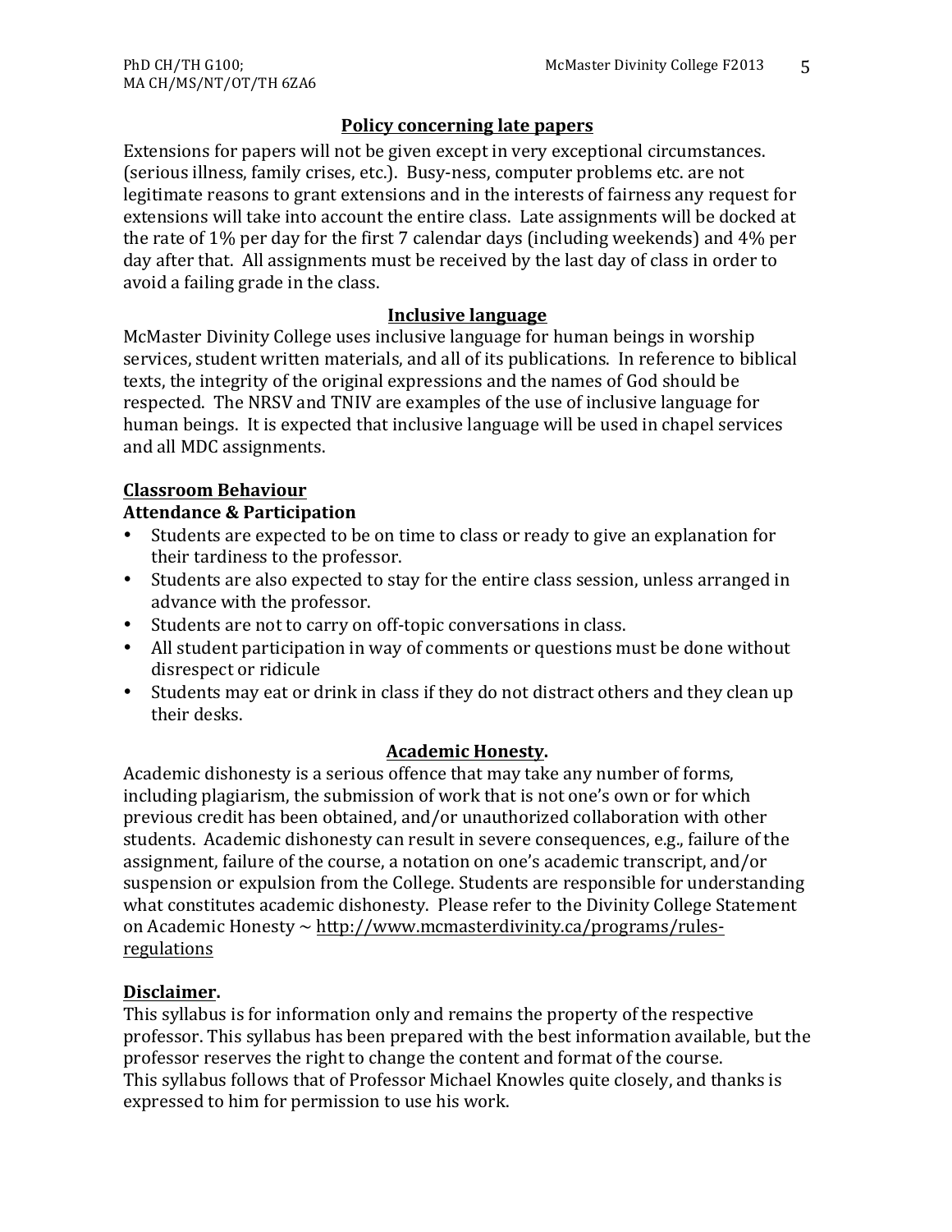## Policy concerning late papers

Extensions for papers will not be given except in very exceptional circumstances. (serious illness, family crises, etc.). Busy-ness, computer problems etc. are not legitimate reasons to grant extensions and in the interests of fairness any request for extensions will take into account the entire class. Late assignments will be docked at the rate of 1% per day for the first 7 calendar days (including weekends) and 4% per day after that. All assignments must be received by the last day of class in order to avoid a failing grade in the class.

## Inclusive language

McMaster Divinity College uses inclusive language for human beings in worship services, student written materials, and all of its publications. In reference to biblical texts, the integrity of the original expressions and the names of God should be respected. The NRSV and TNIV are examples of the use of inclusive language for human beings. It is expected that inclusive language will be used in chapel services and all MDC assignments.

## Classroom Behaviour

### Attendance & Participation

- Students are expected to be on time to class or ready to give an explanation for their tardiness to the professor.
- Students are also expected to stay for the entire class session, unless arranged in advance with the professor.
- Students are not to carry on off-topic conversations in class.
- All student participation in way of comments or questions must be done without disrespect or ridicule
- Students may eat or drink in class if they do not distract others and they clean up their desks.

## Academic Honesty.

Academic dishonesty is a serious offence that may take any number of forms, including plagiarism, the submission of work that is not one's own or for which previous credit has been obtained, and/or unauthorized collaboration with other students. Academic dishonesty can result in severe consequences, e.g., failure of the assignment, failure of the course, a notation on one's academic transcript, and/or suspension or expulsion from the College. Students are responsible for understanding what constitutes academic dishonesty. Please refer to the Divinity College Statement on Academic Honesty ~ http://www.mcmasterdivinity.ca/programs/rules-regulations

## Disclaimer.

This syllabus is for information only and remains the property of the respective professor. This syllabus has been prepared with the best information available, but the professor reserves the right to change the content and format of the course.
This syllabus follows that of Professor Michael Knowles quite closely, and thanks is expressed to him for permission to use his work.